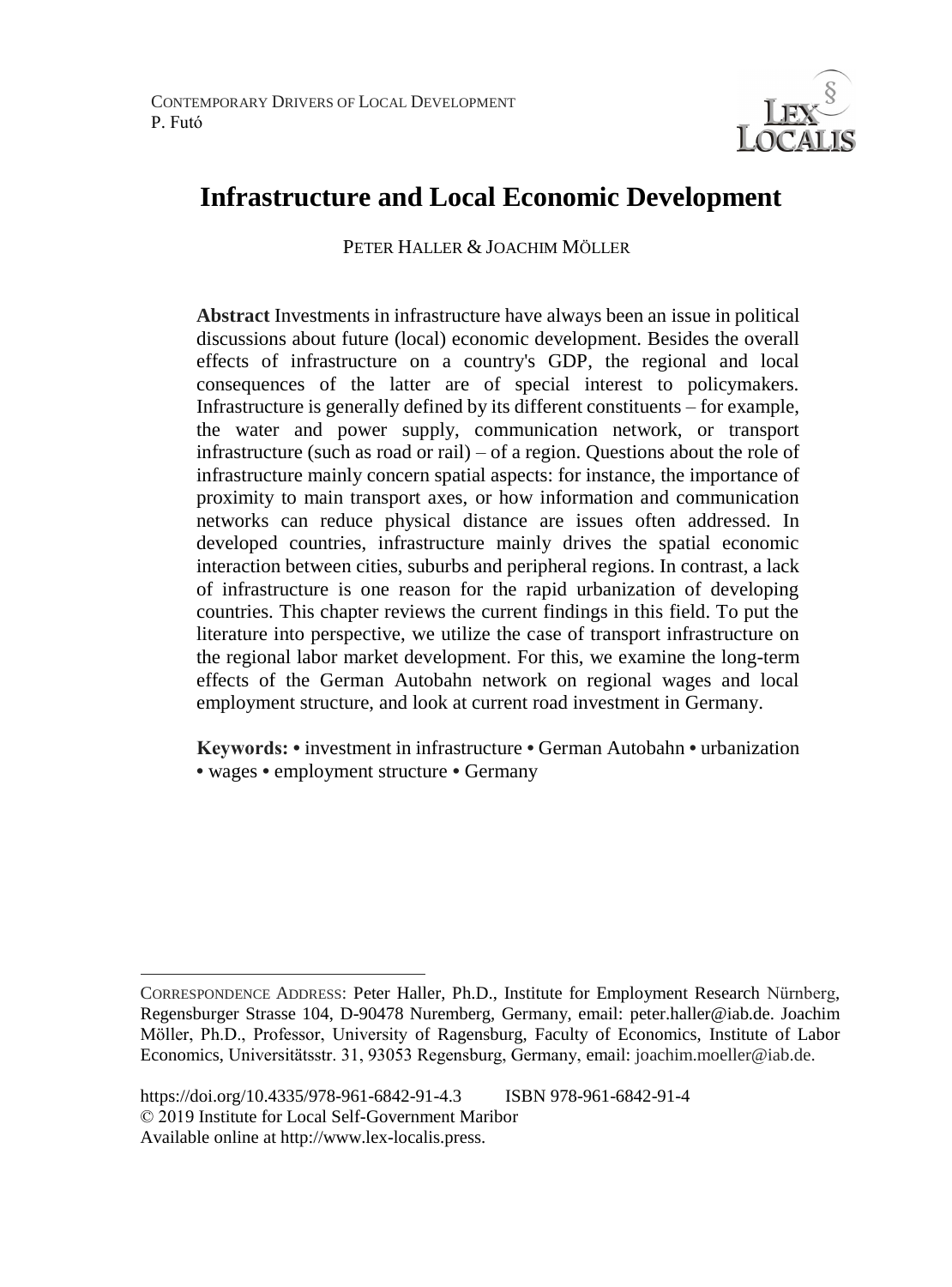# Infrastructure and Local Economic Development

PETER HALLER & JOACHIM MÖLLER

**Abstract** Investments in infrastructure have always been an issue in political discussions about future (local) economic development. Besides the overall effects of infrastructure on a country's GDP, the regional and local consequences of the latter are of special interest to policymakers. Infrastructure is generally defined by its different constituents – for example, the water and power supply, communication network, or transport infrastructure (such as road or rail) – of a region. Questions about the role of infrastructure mainly concern spatial aspects: for instance, the importance of proximity to main transport axes, or how information and communication networks can reduce physical distance are issues often addressed. In developed countries, infrastructure mainly drives the spatial economic interaction between cities, suburbs and peripheral regions. In contrast, a lack of infrastructure is one reason for the rapid urbanization of developing countries. This chapter reviews the current findings in this field. To put the literature into perspective, we utilize the case of transport infrastructure on the regional labor market development. For this, we examine the long-term effects of the German Autobahn network on regional wages and local employment structure, and look at current road investment in Germany.

**Keywords:** • investment in infrastructure • German Autobahn • urbanization • wages • employment structure • Germany

---

CORRESPONDENCE ADDRESS: Peter Haller, Ph.D., Institute for Employment Research Nürnberg, Regensburger Strasse 104, D-90478 Nuremberg, Germany, email: peter.haller@iab.de. Joachim Möller, Ph.D., Professor, University of Ragensburg, Faculty of Economics, Institute of Labor Economics, Universitätsstr. 31, 93053 Regensburg, Germany, email: joachim.moeller@iab.de.

https://doi.org/10.4335/978-961-6842-91-4.3 ISBN 978-961-6842-91-4
© 2019 Institute for Local Self-Government Maribor
Available online at http://www.lex-localis.press.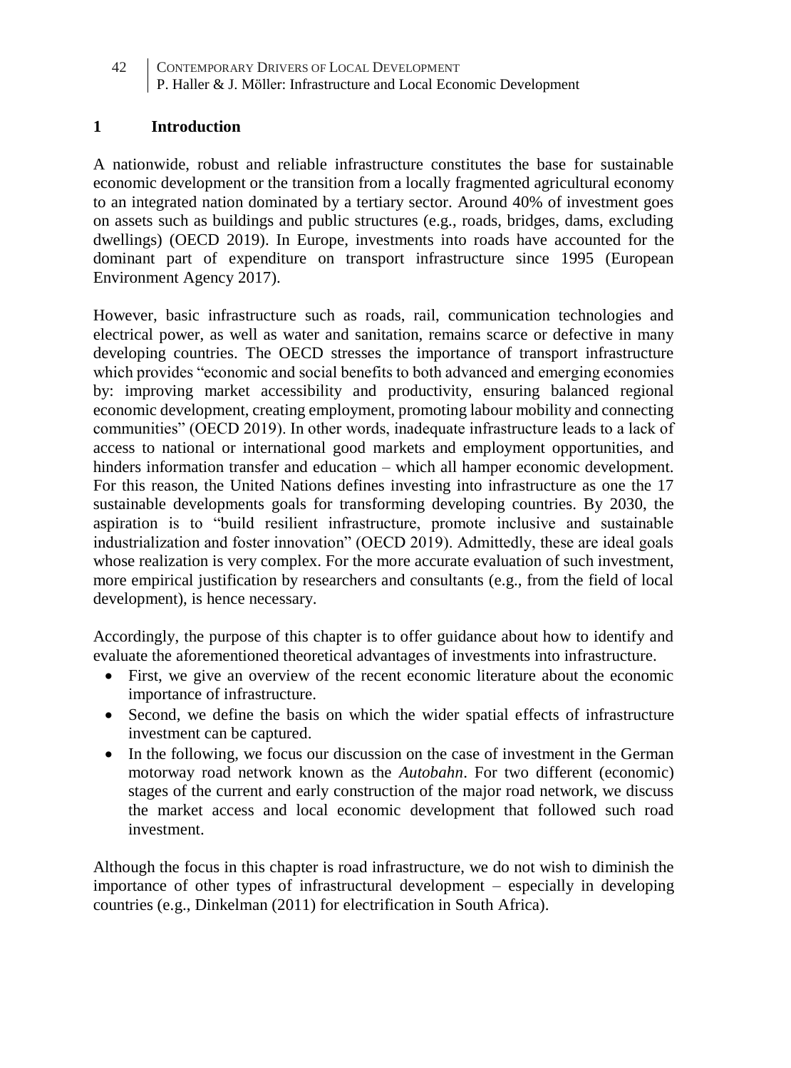## 1 Introduction

A nationwide, robust and reliable infrastructure constitutes the base for sustainable economic development or the transition from a locally fragmented agricultural economy to an integrated nation dominated by a tertiary sector. Around 40% of investment goes on assets such as buildings and public structures (e.g., roads, bridges, dams, excluding dwellings) (OECD 2019). In Europe, investments into roads have accounted for the dominant part of expenditure on transport infrastructure since 1995 (European Environment Agency 2017).

However, basic infrastructure such as roads, rail, communication technologies and electrical power, as well as water and sanitation, remains scarce or defective in many developing countries. The OECD stresses the importance of transport infrastructure which provides "economic and social benefits to both advanced and emerging economies by: improving market accessibility and productivity, ensuring balanced regional economic development, creating employment, promoting labour mobility and connecting communities" (OECD 2019). In other words, inadequate infrastructure leads to a lack of access to national or international good markets and employment opportunities, and hinders information transfer and education – which all hamper economic development. For this reason, the United Nations defines investing into infrastructure as one the 17 sustainable developments goals for transforming developing countries. By 2030, the aspiration is to "build resilient infrastructure, promote inclusive and sustainable industrialization and foster innovation" (OECD 2019). Admittedly, these are ideal goals whose realization is very complex. For the more accurate evaluation of such investment, more empirical justification by researchers and consultants (e.g., from the field of local development), is hence necessary.

Accordingly, the purpose of this chapter is to offer guidance about how to identify and evaluate the aforementioned theoretical advantages of investments into infrastructure.

- First, we give an overview of the recent economic literature about the economic importance of infrastructure.
- Second, we define the basis on which the wider spatial effects of infrastructure investment can be captured.
- In the following, we focus our discussion on the case of investment in the German motorway road network known as the *Autobahn*. For two different (economic) stages of the current and early construction of the major road network, we discuss the market access and local economic development that followed such road investment.

Although the focus in this chapter is road infrastructure, we do not wish to diminish the importance of other types of infrastructural development – especially in developing countries (e.g., Dinkelman (2011) for electrification in South Africa).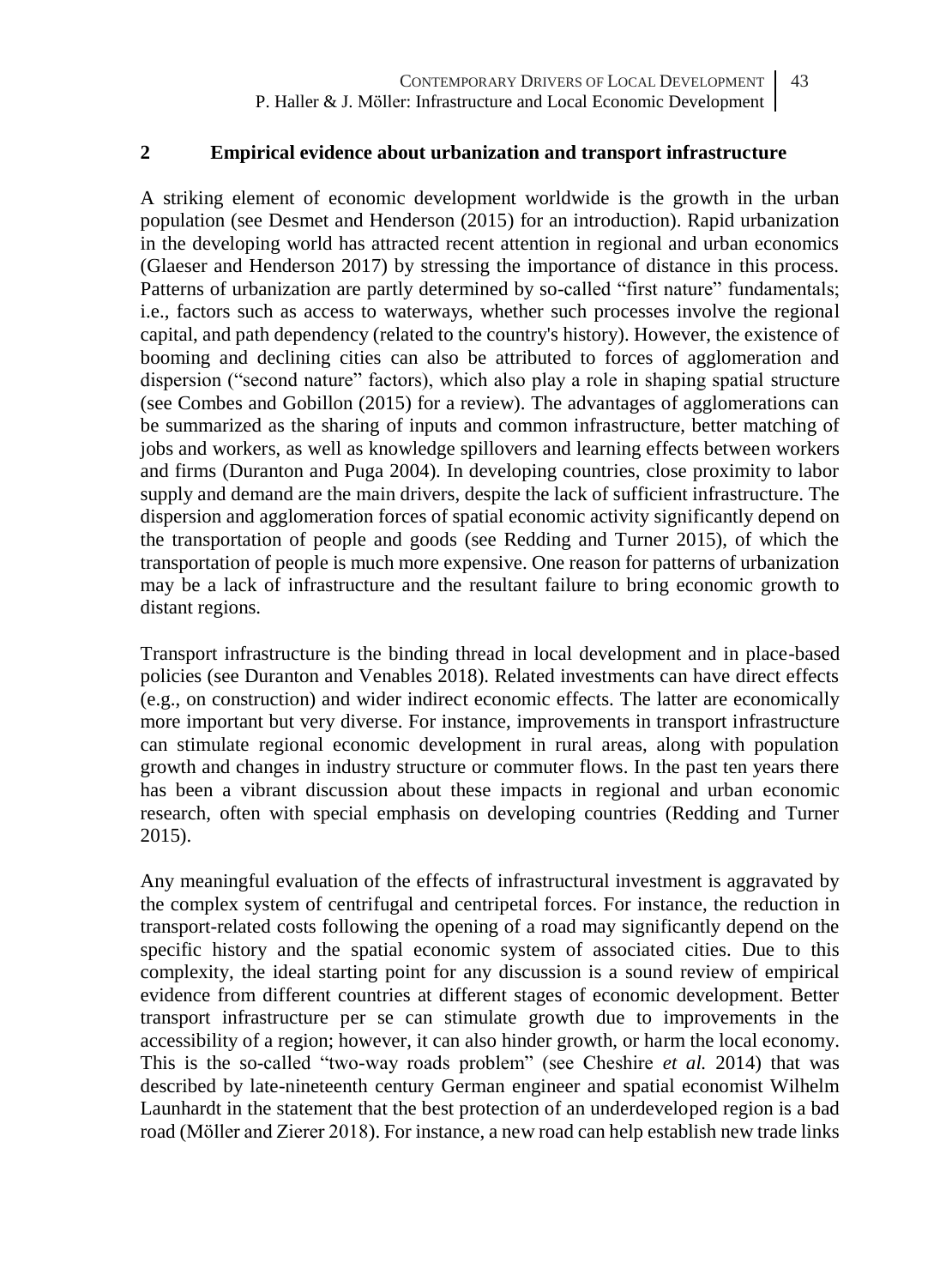## 2 Empirical evidence about urbanization and transport infrastructure

A striking element of economic development worldwide is the growth in the urban population (see Desmet and Henderson (2015) for an introduction). Rapid urbanization in the developing world has attracted recent attention in regional and urban economics (Glaeser and Henderson 2017) by stressing the importance of distance in this process. Patterns of urbanization are partly determined by so-called "first nature" fundamentals; i.e., factors such as access to waterways, whether such processes involve the regional capital, and path dependency (related to the country's history). However, the existence of booming and declining cities can also be attributed to forces of agglomeration and dispersion ("second nature" factors), which also play a role in shaping spatial structure (see Combes and Gobillon (2015) for a review). The advantages of agglomerations can be summarized as the sharing of inputs and common infrastructure, better matching of jobs and workers, as well as knowledge spillovers and learning effects between workers and firms (Duranton and Puga 2004). In developing countries, close proximity to labor supply and demand are the main drivers, despite the lack of sufficient infrastructure. The dispersion and agglomeration forces of spatial economic activity significantly depend on the transportation of people and goods (see Redding and Turner 2015), of which the transportation of people is much more expensive. One reason for patterns of urbanization may be a lack of infrastructure and the resultant failure to bring economic growth to distant regions.

Transport infrastructure is the binding thread in local development and in place-based policies (see Duranton and Venables 2018). Related investments can have direct effects (e.g., on construction) and wider indirect economic effects. The latter are economically more important but very diverse. For instance, improvements in transport infrastructure can stimulate regional economic development in rural areas, along with population growth and changes in industry structure or commuter flows. In the past ten years there has been a vibrant discussion about these impacts in regional and urban economic research, often with special emphasis on developing countries (Redding and Turner 2015).

Any meaningful evaluation of the effects of infrastructural investment is aggravated by the complex system of centrifugal and centripetal forces. For instance, the reduction in transport-related costs following the opening of a road may significantly depend on the specific history and the spatial economic system of associated cities. Due to this complexity, the ideal starting point for any discussion is a sound review of empirical evidence from different countries at different stages of economic development. Better transport infrastructure per se can stimulate growth due to improvements in the accessibility of a region; however, it can also hinder growth, or harm the local economy. This is the so-called "two-way roads problem" (see Cheshire *et al.* 2014) that was described by late-nineteenth century German engineer and spatial economist Wilhelm Launhardt in the statement that the best protection of an underdeveloped region is a bad road (Möller and Zierer 2018). For instance, a new road can help establish new trade links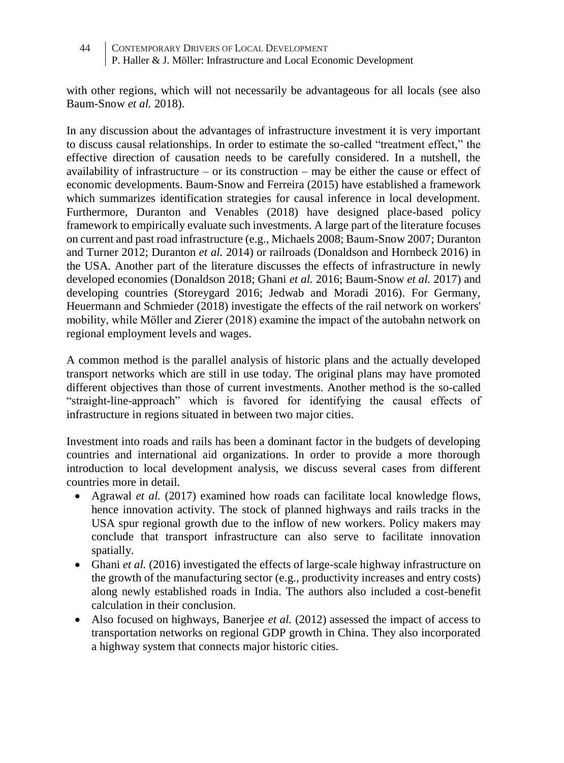with other regions, which will not necessarily be advantageous for all locals (see also Baum-Snow *et al.* 2018).

In any discussion about the advantages of infrastructure investment it is very important to discuss causal relationships. In order to estimate the so-called "treatment effect," the effective direction of causation needs to be carefully considered. In a nutshell, the availability of infrastructure – or its construction – may be either the cause or effect of economic developments. Baum-Snow and Ferreira (2015) have established a framework which summarizes identification strategies for causal inference in local development. Furthermore, Duranton and Venables (2018) have designed place-based policy framework to empirically evaluate such investments. A large part of the literature focuses on current and past road infrastructure (e.g., Michaels 2008; Baum-Snow 2007; Duranton and Turner 2012; Duranton *et al.* 2014) or railroads (Donaldson and Hornbeck 2016) in the USA. Another part of the literature discusses the effects of infrastructure in newly developed economies (Donaldson 2018; Ghani *et al.* 2016; Baum-Snow *et al.* 2017) and developing countries (Storeygard 2016; Jedwab and Moradi 2016). For Germany, Heuermann and Schmieder (2018) investigate the effects of the rail network on workers' mobility, while Möller and Zierer (2018) examine the impact of the autobahn network on regional employment levels and wages.

A common method is the parallel analysis of historic plans and the actually developed transport networks which are still in use today. The original plans may have promoted different objectives than those of current investments. Another method is the so-called "straight-line-approach" which is favored for identifying the causal effects of infrastructure in regions situated in between two major cities.

Investment into roads and rails has been a dominant factor in the budgets of developing countries and international aid organizations. In order to provide a more thorough introduction to local development analysis, we discuss several cases from different countries more in detail.

- Agrawal *et al.* (2017) examined how roads can facilitate local knowledge flows, hence innovation activity. The stock of planned highways and rails tracks in the USA spur regional growth due to the inflow of new workers. Policy makers may conclude that transport infrastructure can also serve to facilitate innovation spatially.
- Ghani *et al.* (2016) investigated the effects of large-scale highway infrastructure on the growth of the manufacturing sector (e.g., productivity increases and entry costs) along newly established roads in India. The authors also included a cost-benefit calculation in their conclusion.
- Also focused on highways, Banerjee *et al.* (2012) assessed the impact of access to transportation networks on regional GDP growth in China. They also incorporated a highway system that connects major historic cities.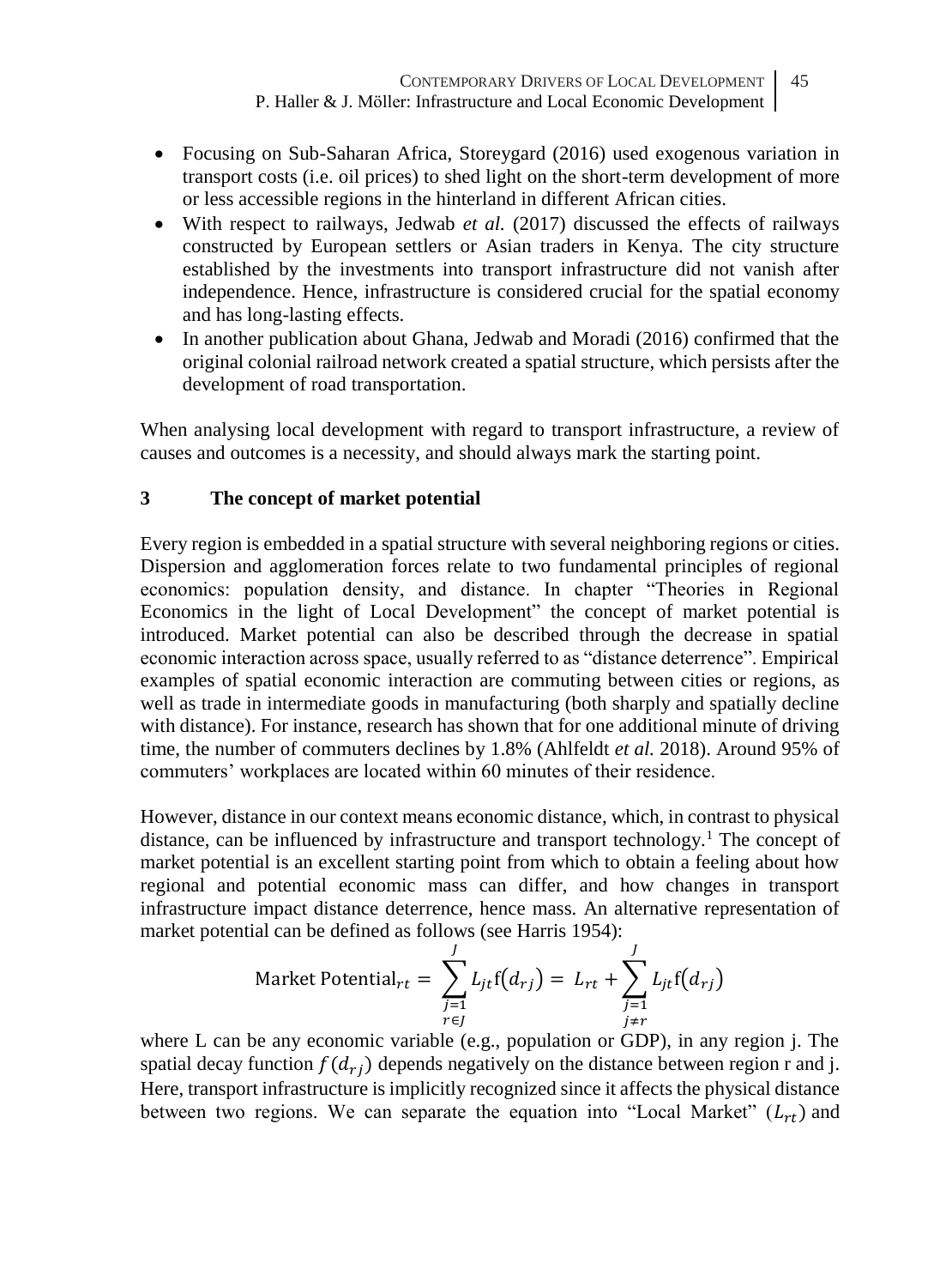- Focusing on Sub-Saharan Africa, Storeygard (2016) used exogenous variation in transport costs (i.e. oil prices) to shed light on the short-term development of more or less accessible regions in the hinterland in different African cities.
- With respect to railways, Jedwab *et al.* (2017) discussed the effects of railways constructed by European settlers or Asian traders in Kenya. The city structure established by the investments into transport infrastructure did not vanish after independence. Hence, infrastructure is considered crucial for the spatial economy and has long-lasting effects.
- In another publication about Ghana, Jedwab and Moradi (2016) confirmed that the original colonial railroad network created a spatial structure, which persists after the development of road transportation.

When analysing local development with regard to transport infrastructure, a review of causes and outcomes is a necessity, and should always mark the starting point.

## 3 The concept of market potential

Every region is embedded in a spatial structure with several neighboring regions or cities. Dispersion and agglomeration forces relate to two fundamental principles of regional economics: population density, and distance. In chapter "Theories in Regional Economics in the light of Local Development" the concept of market potential is introduced. Market potential can also be described through the decrease in spatial economic interaction across space, usually referred to as "distance deterrence". Empirical examples of spatial economic interaction are commuting between cities or regions, as well as trade in intermediate goods in manufacturing (both sharply and spatially decline with distance). For instance, research has shown that for one additional minute of driving time, the number of commuters declines by 1.8% (Ahlfeldt *et al.* 2018). Around 95% of commuters' workplaces are located within 60 minutes of their residence.

However, distance in our context means economic distance, which, in contrast to physical distance, can be influenced by infrastructure and transport technology.[1] The concept of market potential is an excellent starting point from which to obtain a feeling about how regional and potential economic mass can differ, and how changes in transport infrastructure impact distance deterrence, hence mass. An alternative representation of market potential can be defined as follows (see Harris 1954):

$$\text{Market Potential}_{rt} = \sum_{\substack{j=1 \\ r\in J}}^{J} L_{jt}\mathrm{f}(d_{rj}) = L_{rt} + \sum_{\substack{j=1 \\ j\neq r}}^{J} L_{jt}\mathrm{f}(d_{rj})$$

where L can be any economic variable (e.g., population or GDP), in any region j. The spatial decay function $f(d_{rj})$ depends negatively on the distance between region r and j. Here, transport infrastructure is implicitly recognized since it affects the physical distance between two regions. We can separate the equation into "Local Market" ($L_{rt}$) and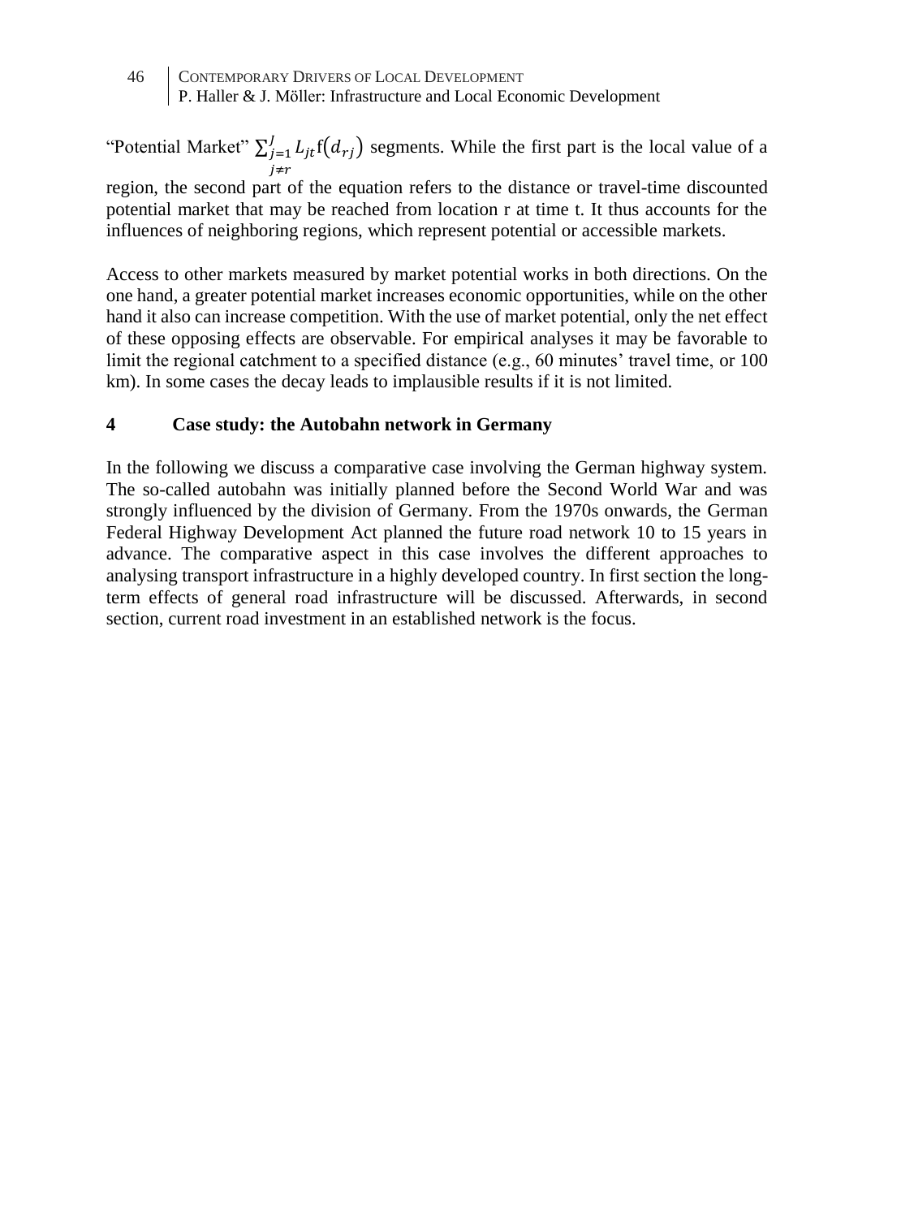"Potential Market" $\sum_{\substack{j=1 \\ j \neq r}}^{J} L_{jt} f(d_{rj})$ segments. While the first part is the local value of a region, the second part of the equation refers to the distance or travel-time discounted potential market that may be reached from location r at time t. It thus accounts for the influences of neighboring regions, which represent potential or accessible markets.

Access to other markets measured by market potential works in both directions. On the one hand, a greater potential market increases economic opportunities, while on the other hand it also can increase competition. With the use of market potential, only the net effect of these opposing effects are observable. For empirical analyses it may be favorable to limit the regional catchment to a specified distance (e.g., 60 minutes' travel time, or 100 km). In some cases the decay leads to implausible results if it is not limited.

## 4 Case study: the Autobahn network in Germany

In the following we discuss a comparative case involving the German highway system. The so-called autobahn was initially planned before the Second World War and was strongly influenced by the division of Germany. From the 1970s onwards, the German Federal Highway Development Act planned the future road network 10 to 15 years in advance. The comparative aspect in this case involves the different approaches to analysing transport infrastructure in a highly developed country. In first section the long-term effects of general road infrastructure will be discussed. Afterwards, in second section, current road investment in an established network is the focus.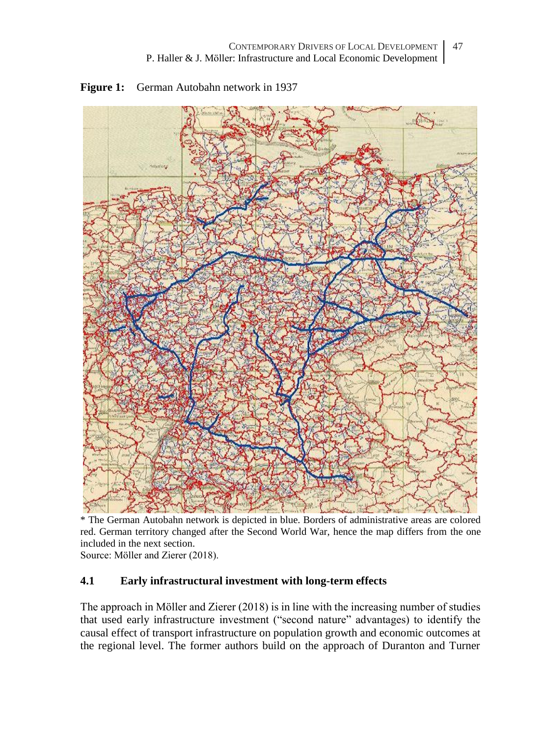**Figure 1:** German Autobahn network in 1937

\* The German Autobahn network is depicted in blue. Borders of administrative areas are colored red. German territory changed after the Second World War, hence the map differs from the one included in the next section.

Source: Möller and Zierer (2018).

### 4.1 Early infrastructural investment with long-term effects

The approach in Möller and Zierer (2018) is in line with the increasing number of studies that used early infrastructure investment ("second nature" advantages) to identify the causal effect of transport infrastructure on population growth and economic outcomes at the regional level. The former authors build on the approach of Duranton and Turner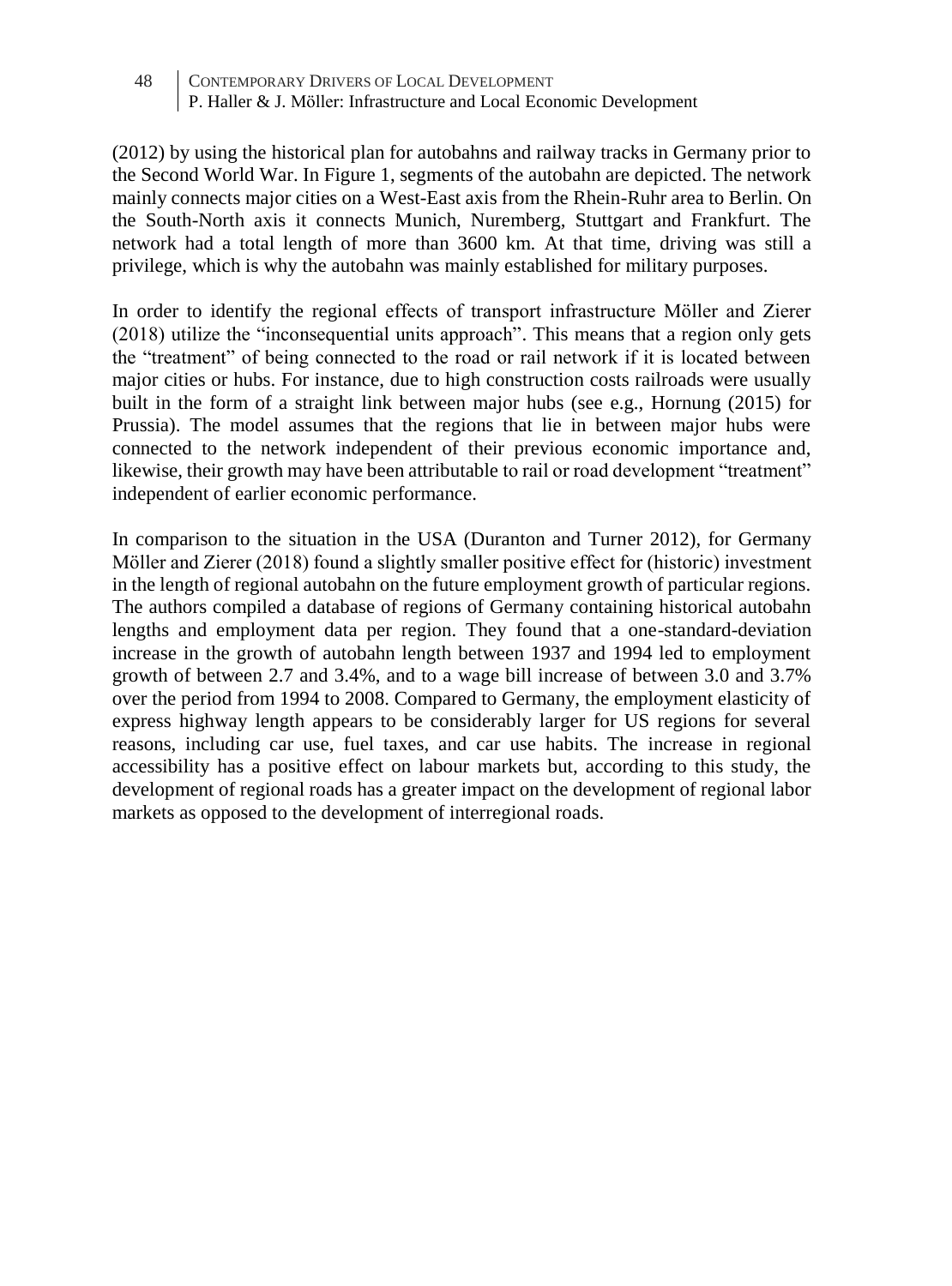(2012) by using the historical plan for autobahns and railway tracks in Germany prior to the Second World War. In Figure 1, segments of the autobahn are depicted. The network mainly connects major cities on a West-East axis from the Rhein-Ruhr area to Berlin. On the South-North axis it connects Munich, Nuremberg, Stuttgart and Frankfurt. The network had a total length of more than 3600 km. At that time, driving was still a privilege, which is why the autobahn was mainly established for military purposes.

In order to identify the regional effects of transport infrastructure Möller and Zierer (2018) utilize the "inconsequential units approach". This means that a region only gets the "treatment" of being connected to the road or rail network if it is located between major cities or hubs. For instance, due to high construction costs railroads were usually built in the form of a straight link between major hubs (see e.g., Hornung (2015) for Prussia). The model assumes that the regions that lie in between major hubs were connected to the network independent of their previous economic importance and, likewise, their growth may have been attributable to rail or road development "treatment" independent of earlier economic performance.

In comparison to the situation in the USA (Duranton and Turner 2012), for Germany Möller and Zierer (2018) found a slightly smaller positive effect for (historic) investment in the length of regional autobahn on the future employment growth of particular regions. The authors compiled a database of regions of Germany containing historical autobahn lengths and employment data per region. They found that a one-standard-deviation increase in the growth of autobahn length between 1937 and 1994 led to employment growth of between 2.7 and 3.4%, and to a wage bill increase of between 3.0 and 3.7% over the period from 1994 to 2008. Compared to Germany, the employment elasticity of express highway length appears to be considerably larger for US regions for several reasons, including car use, fuel taxes, and car use habits. The increase in regional accessibility has a positive effect on labour markets but, according to this study, the development of regional roads has a greater impact on the development of regional labor markets as opposed to the development of interregional roads.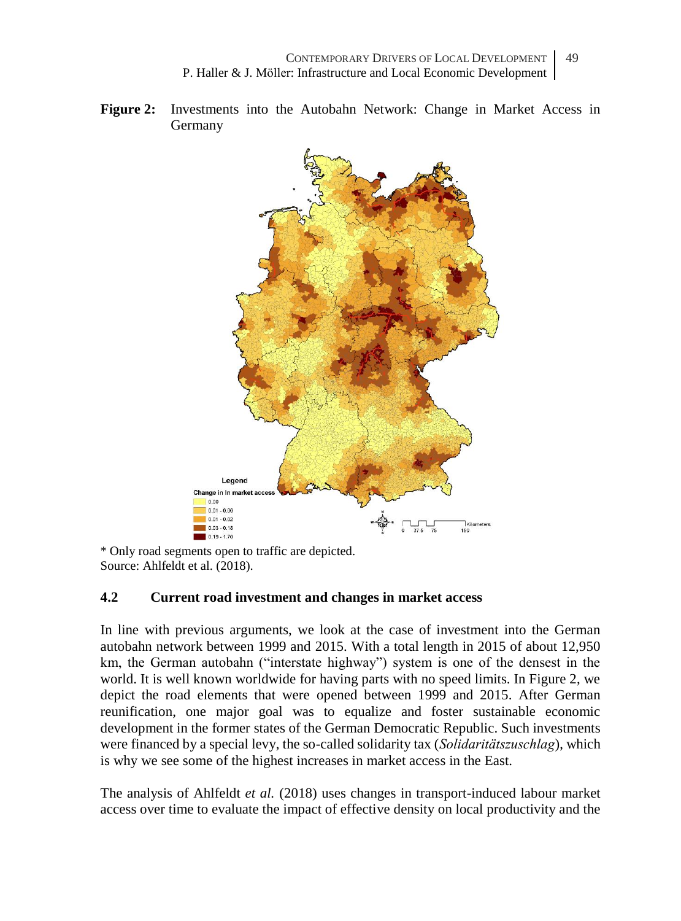**Figure 2:** Investments into the Autobahn Network: Change in Market Access in Germany

\* Only road segments open to traffic are depicted.
Source: Ahlfeldt et al. (2018).

### 4.2 Current road investment and changes in market access

In line with previous arguments, we look at the case of investment into the German autobahn network between 1999 and 2015. With a total length in 2015 of about 12,950 km, the German autobahn ("interstate highway") system is one of the densest in the world. It is well known worldwide for having parts with no speed limits. In Figure 2, we depict the road elements that were opened between 1999 and 2015. After German reunification, one major goal was to equalize and foster sustainable economic development in the former states of the German Democratic Republic. Such investments were financed by a special levy, the so-called solidarity tax (*Solidaritätszuschlag*), which is why we see some of the highest increases in market access in the East.

The analysis of Ahlfeldt *et al.* (2018) uses changes in transport-induced labour market access over time to evaluate the impact of effective density on local productivity and the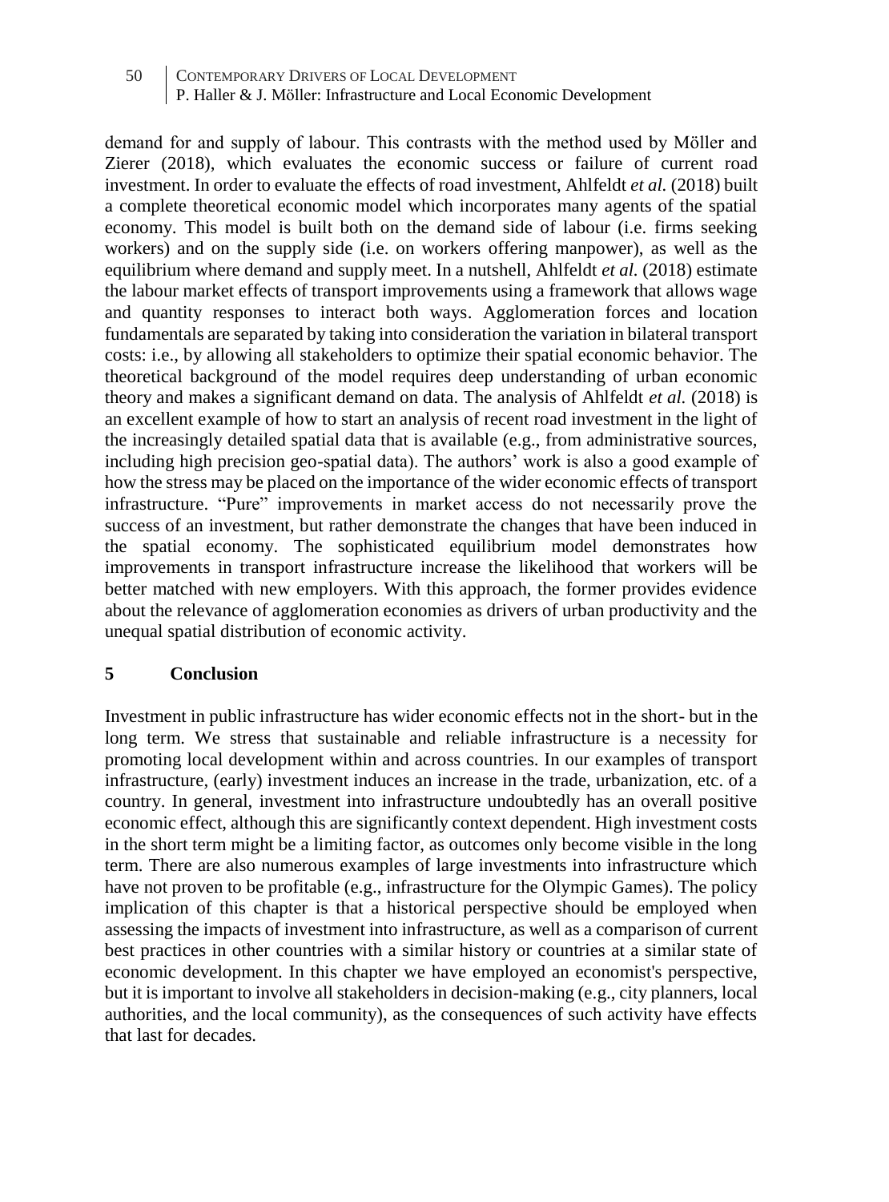demand for and supply of labour. This contrasts with the method used by Möller and Zierer (2018), which evaluates the economic success or failure of current road investment. In order to evaluate the effects of road investment, Ahlfeldt *et al.* (2018) built a complete theoretical economic model which incorporates many agents of the spatial economy. This model is built both on the demand side of labour (i.e. firms seeking workers) and on the supply side (i.e. on workers offering manpower), as well as the equilibrium where demand and supply meet. In a nutshell, Ahlfeldt *et al.* (2018) estimate the labour market effects of transport improvements using a framework that allows wage and quantity responses to interact both ways. Agglomeration forces and location fundamentals are separated by taking into consideration the variation in bilateral transport costs: i.e., by allowing all stakeholders to optimize their spatial economic behavior. The theoretical background of the model requires deep understanding of urban economic theory and makes a significant demand on data. The analysis of Ahlfeldt *et al.* (2018) is an excellent example of how to start an analysis of recent road investment in the light of the increasingly detailed spatial data that is available (e.g., from administrative sources, including high precision geo-spatial data). The authors' work is also a good example of how the stress may be placed on the importance of the wider economic effects of transport infrastructure. "Pure" improvements in market access do not necessarily prove the success of an investment, but rather demonstrate the changes that have been induced in the spatial economy. The sophisticated equilibrium model demonstrates how improvements in transport infrastructure increase the likelihood that workers will be better matched with new employers. With this approach, the former provides evidence about the relevance of agglomeration economies as drivers of urban productivity and the unequal spatial distribution of economic activity.

## 5 Conclusion

Investment in public infrastructure has wider economic effects not in the short- but in the long term. We stress that sustainable and reliable infrastructure is a necessity for promoting local development within and across countries. In our examples of transport infrastructure, (early) investment induces an increase in the trade, urbanization, etc. of a country. In general, investment into infrastructure undoubtedly has an overall positive economic effect, although this are significantly context dependent. High investment costs in the short term might be a limiting factor, as outcomes only become visible in the long term. There are also numerous examples of large investments into infrastructure which have not proven to be profitable (e.g., infrastructure for the Olympic Games). The policy implication of this chapter is that a historical perspective should be employed when assessing the impacts of investment into infrastructure, as well as a comparison of current best practices in other countries with a similar history or countries at a similar state of economic development. In this chapter we have employed an economist's perspective, but it is important to involve all stakeholders in decision-making (e.g., city planners, local authorities, and the local community), as the consequences of such activity have effects that last for decades.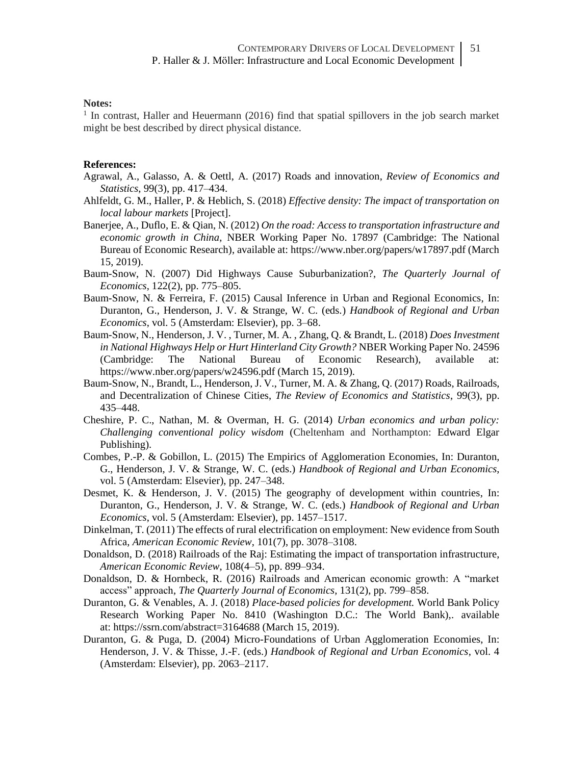**Notes:**

[1] In contrast, Haller and Heuermann (2016) find that spatial spillovers in the job search market might be best described by direct physical distance.

**References:**

Agrawal, A., Galasso, A. & Oettl, A. (2017) Roads and innovation, *Review of Economics and Statistics*, 99(3), pp. 417–434.

Ahlfeldt, G. M., Haller, P. & Heblich, S. (2018) *Effective density: The impact of transportation on local labour markets* [Project].

Banerjee, A., Duflo, E. & Qian, N. (2012) *On the road: Access to transportation infrastructure and economic growth in China*, NBER Working Paper No. 17897 (Cambridge: The National Bureau of Economic Research), available at: https://www.nber.org/papers/w17897.pdf (March 15, 2019).

Baum-Snow, N. (2007) Did Highways Cause Suburbanization?, *The Quarterly Journal of Economics*, 122(2), pp. 775–805.

Baum-Snow, N. & Ferreira, F. (2015) Causal Inference in Urban and Regional Economics, In: Duranton, G., Henderson, J. V. & Strange, W. C. (eds.) *Handbook of Regional and Urban Economics*, vol. 5 (Amsterdam: Elsevier), pp. 3–68.

Baum-Snow, N., Henderson, J. V. , Turner, M. A. , Zhang, Q. & Brandt, L. (2018) *Does Investment in National Highways Help or Hurt Hinterland City Growth?* NBER Working Paper No. 24596 (Cambridge: The National Bureau of Economic Research), available at: https://www.nber.org/papers/w24596.pdf (March 15, 2019).

Baum-Snow, N., Brandt, L., Henderson, J. V., Turner, M. A. & Zhang, Q. (2017) Roads, Railroads, and Decentralization of Chinese Cities, *The Review of Economics and Statistics*, 99(3), pp. 435–448.

Cheshire, P. C., Nathan, M. & Overman, H. G. (2014) *Urban economics and urban policy: Challenging conventional policy wisdom* (Cheltenham and Northampton: Edward Elgar Publishing).

Combes, P.-P. & Gobillon, L. (2015) The Empirics of Agglomeration Economies, In: Duranton, G., Henderson, J. V. & Strange, W. C. (eds.) *Handbook of Regional and Urban Economics*, vol. 5 (Amsterdam: Elsevier), pp. 247–348.

Desmet, K. & Henderson, J. V. (2015) The geography of development within countries, In: Duranton, G., Henderson, J. V. & Strange, W. C. (eds.) *Handbook of Regional and Urban Economics*, vol. 5 (Amsterdam: Elsevier), pp. 1457–1517.

Dinkelman, T. (2011) The effects of rural electrification on employment: New evidence from South Africa, *American Economic Review*, 101(7), pp. 3078–3108.

Donaldson, D. (2018) Railroads of the Raj: Estimating the impact of transportation infrastructure, *American Economic Review*, 108(4–5), pp. 899–934.

Donaldson, D. & Hornbeck, R. (2016) Railroads and American economic growth: A "market access" approach, *The Quarterly Journal of Economics*, 131(2), pp. 799–858.

Duranton, G. & Venables, A. J. (2018) *Place-based policies for development.* World Bank Policy Research Working Paper No. 8410 (Washington D.C.: The World Bank),. available at: https://ssrn.com/abstract=3164688 (March 15, 2019).

Duranton, G. & Puga, D. (2004) Micro-Foundations of Urban Agglomeration Economies, In: Henderson, J. V. & Thisse, J.-F. (eds.) *Handbook of Regional and Urban Economics*, vol. 4 (Amsterdam: Elsevier), pp. 2063–2117.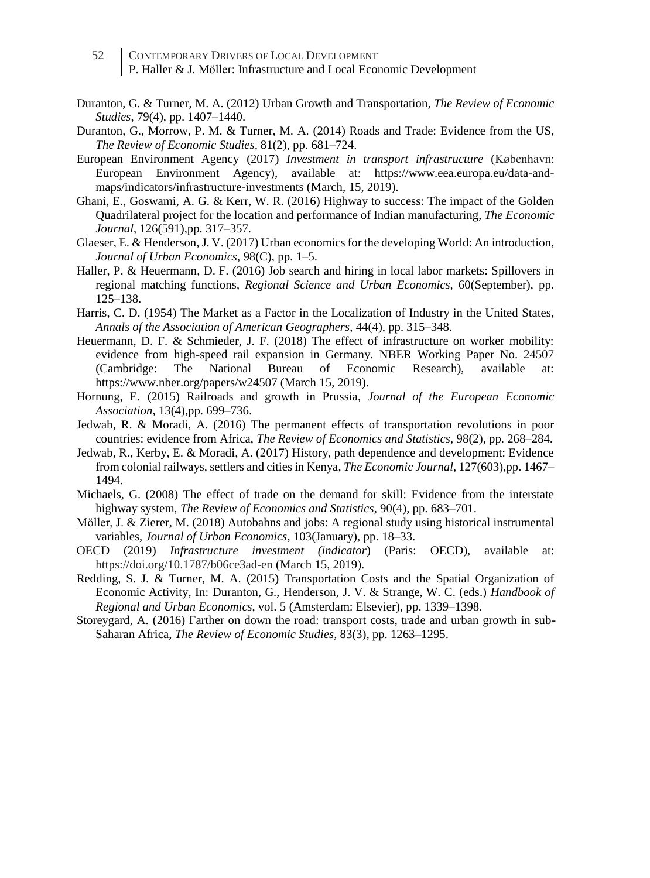Duranton, G. & Turner, M. A. (2012) Urban Growth and Transportation, *The Review of Economic Studies*, 79(4), pp. 1407–1440.

Duranton, G., Morrow, P. M. & Turner, M. A. (2014) Roads and Trade: Evidence from the US, *The Review of Economic Studies*, 81(2), pp. 681–724.

European Environment Agency (2017) *Investment in transport infrastructure* (København: European Environment Agency), available at: https://www.eea.europa.eu/data-and-maps/indicators/infrastructure-investments (March, 15, 2019).

Ghani, E., Goswami, A. G. & Kerr, W. R. (2016) Highway to success: The impact of the Golden Quadrilateral project for the location and performance of Indian manufacturing, *The Economic Journal*, 126(591),pp. 317–357.

Glaeser, E. & Henderson, J. V. (2017) Urban economics for the developing World: An introduction, *Journal of Urban Economics*, 98(C), pp. 1–5.

Haller, P. & Heuermann, D. F. (2016) Job search and hiring in local labor markets: Spillovers in regional matching functions, *Regional Science and Urban Economics*, 60(September), pp. 125–138.

Harris, C. D. (1954) The Market as a Factor in the Localization of Industry in the United States, *Annals of the Association of American Geographers*, 44(4), pp. 315–348.

Heuermann, D. F. & Schmieder, J. F. (2018) The effect of infrastructure on worker mobility: evidence from high-speed rail expansion in Germany. NBER Working Paper No. 24507 (Cambridge: The National Bureau of Economic Research), available at: https://www.nber.org/papers/w24507 (March 15, 2019).

Hornung, E. (2015) Railroads and growth in Prussia, *Journal of the European Economic Association*, 13(4),pp. 699–736.

Jedwab, R. & Moradi, A. (2016) The permanent effects of transportation revolutions in poor countries: evidence from Africa, *The Review of Economics and Statistics*, 98(2), pp. 268–284.

Jedwab, R., Kerby, E. & Moradi, A. (2017) History, path dependence and development: Evidence from colonial railways, settlers and cities in Kenya, *The Economic Journal*, 127(603),pp. 1467–1494.

Michaels, G. (2008) The effect of trade on the demand for skill: Evidence from the interstate highway system, *The Review of Economics and Statistics*, 90(4), pp. 683–701.

Möller, J. & Zierer, M. (2018) Autobahns and jobs: A regional study using historical instrumental variables, *Journal of Urban Economics*, 103(January), pp. 18–33.

OECD (2019) *Infrastructure investment (indicator*) (Paris: OECD), available at: https://doi.org/10.1787/b06ce3ad-en (March 15, 2019).

Redding, S. J. & Turner, M. A. (2015) Transportation Costs and the Spatial Organization of Economic Activity, In: Duranton, G., Henderson, J. V. & Strange, W. C. (eds.) *Handbook of Regional and Urban Economics*, vol. 5 (Amsterdam: Elsevier), pp. 1339–1398.

Storeygard, A. (2016) Farther on down the road: transport costs, trade and urban growth in sub-Saharan Africa, *The Review of Economic Studies*, 83(3), pp. 1263–1295.